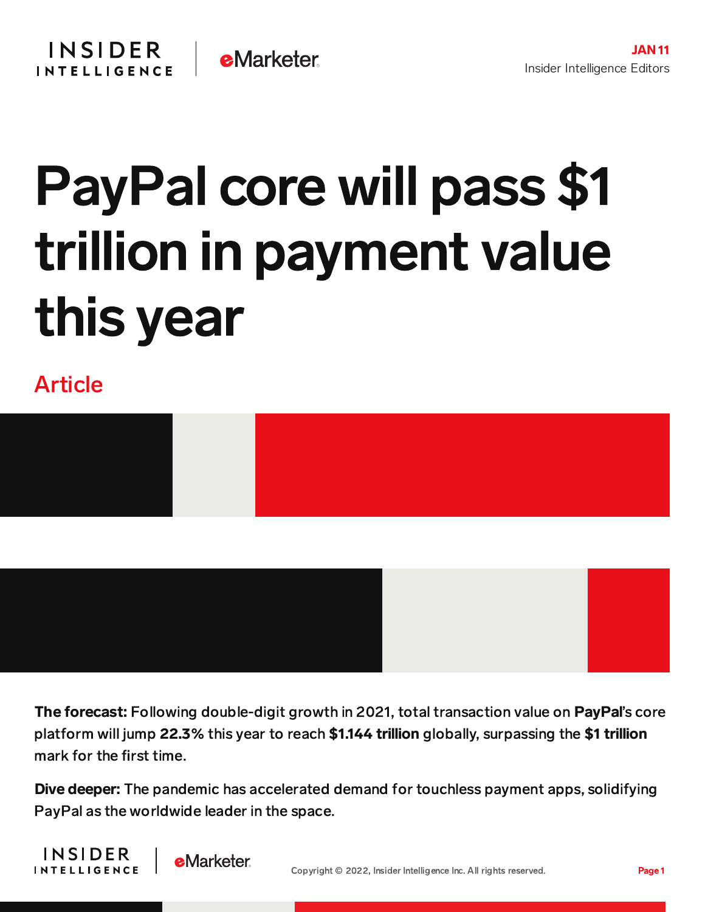JAN 11

Insider Intelligence Editors

# PayPal core will pass $1 trillion in payment value this year

Article

**The forecast:** Following double-digit growth in 2021, total transaction value on **PayPal**'s core platform will jump **22.3%** this year to reach **$1.144 trillion** globally, surpassing the **$1 trillion** mark for the first time.

**Dive deeper:** The pandemic has accelerated demand for touchless payment apps, solidifying PayPal as the worldwide leader in the space.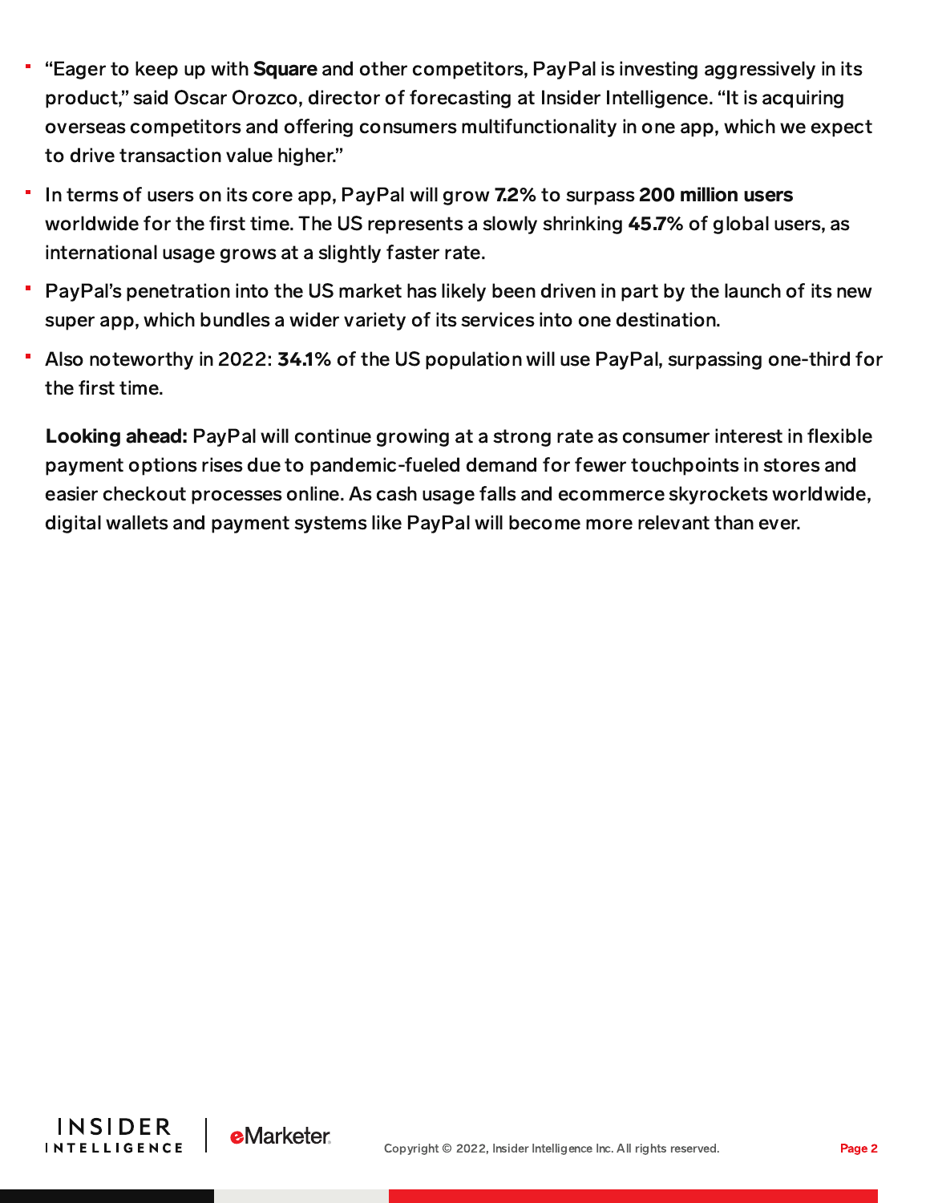- “Eager to keep up with **Square** and other competitors, PayPal is investing aggressively in its product,” said Oscar Orozco, director of forecasting at Insider Intelligence. “It is acquiring overseas competitors and offering consumers multifunctionality in one app, which we expect to drive transaction value higher.”
- In terms of users on its core app, PayPal will grow **7.2%** to surpass **200 million users** worldwide for the first time. The US represents a slowly shrinking **45.7%** of global users, as international usage grows at a slightly faster rate.
- PayPal’s penetration into the US market has likely been driven in part by the launch of its new super app, which bundles a wider variety of its services into one destination.
- Also noteworthy in 2022: **34.1%** of the US population will use PayPal, surpassing one-third for the first time.

**Looking ahead:** PayPal will continue growing at a strong rate as consumer interest in flexible payment options rises due to pandemic-fueled demand for fewer touchpoints in stores and easier checkout processes online. As cash usage falls and ecommerce skyrockets worldwide, digital wallets and payment systems like PayPal will become more relevant than ever.